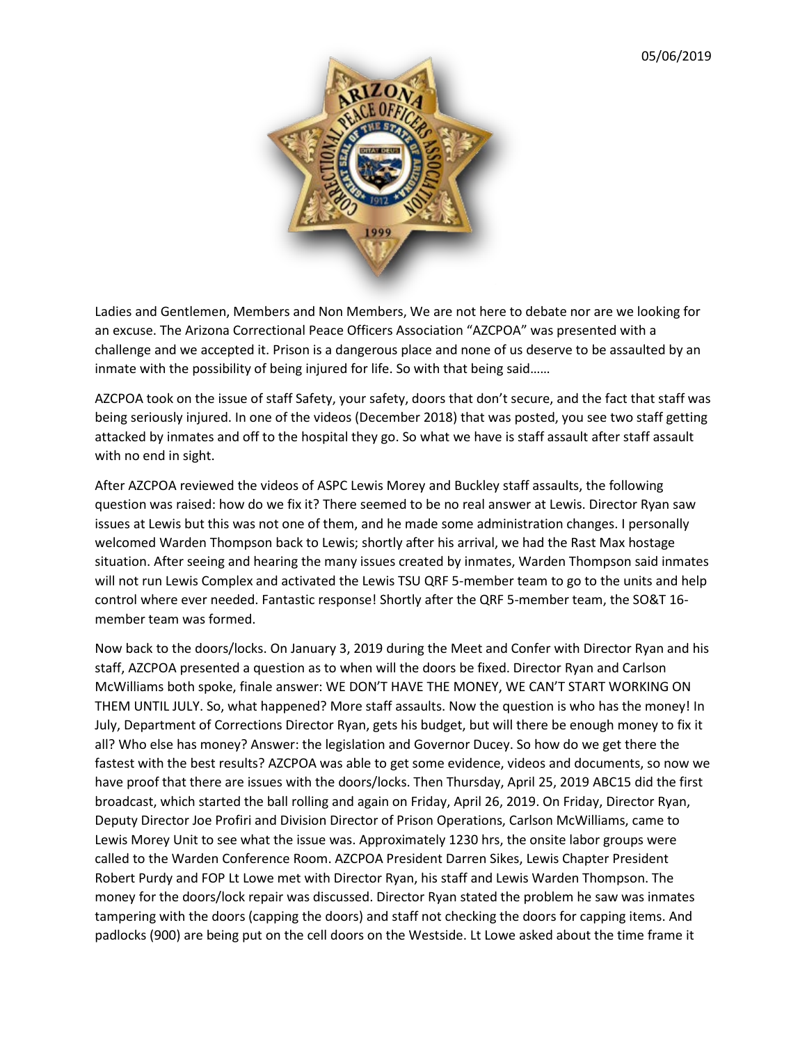05/06/2019

Ladies and Gentlemen, Members and Non Members, We are not here to debate nor are we looking for an excuse. The Arizona Correctional Peace Officers Association "AZCPOA" was presented with a challenge and we accepted it. Prison is a dangerous place and none of us deserve to be assaulted by an inmate with the possibility of being injured for life. So with that being said……

AZCPOA took on the issue of staff Safety, your safety, doors that don't secure, and the fact that staff was being seriously injured. In one of the videos (December 2018) that was posted, you see two staff getting attacked by inmates and off to the hospital they go. So what we have is staff assault after staff assault with no end in sight.

After AZCPOA reviewed the videos of ASPC Lewis Morey and Buckley staff assaults, the following question was raised: how do we fix it? There seemed to be no real answer at Lewis. Director Ryan saw issues at Lewis but this was not one of them, and he made some administration changes. I personally welcomed Warden Thompson back to Lewis; shortly after his arrival, we had the Rast Max hostage situation. After seeing and hearing the many issues created by inmates, Warden Thompson said inmates will not run Lewis Complex and activated the Lewis TSU QRF 5-member team to go to the units and help control where ever needed. Fantastic response! Shortly after the QRF 5-member team, the SO&T 16-member team was formed.

Now back to the doors/locks. On January 3, 2019 during the Meet and Confer with Director Ryan and his staff, AZCPOA presented a question as to when will the doors be fixed. Director Ryan and Carlson McWilliams both spoke, finale answer: WE DON'T HAVE THE MONEY, WE CAN'T START WORKING ON THEM UNTIL JULY. So, what happened? More staff assaults. Now the question is who has the money! In July, Department of Corrections Director Ryan, gets his budget, but will there be enough money to fix it all? Who else has money? Answer: the legislation and Governor Ducey. So how do we get there the fastest with the best results? AZCPOA was able to get some evidence, videos and documents, so now we have proof that there are issues with the doors/locks. Then Thursday, April 25, 2019 ABC15 did the first broadcast, which started the ball rolling and again on Friday, April 26, 2019. On Friday, Director Ryan, Deputy Director Joe Profiri and Division Director of Prison Operations, Carlson McWilliams, came to Lewis Morey Unit to see what the issue was. Approximately 1230 hrs, the onsite labor groups were called to the Warden Conference Room. AZCPOA President Darren Sikes, Lewis Chapter President Robert Purdy and FOP Lt Lowe met with Director Ryan, his staff and Lewis Warden Thompson. The money for the doors/lock repair was discussed. Director Ryan stated the problem he saw was inmates tampering with the doors (capping the doors) and staff not checking the doors for capping items. And padlocks (900) are being put on the cell doors on the Westside. Lt Lowe asked about the time frame it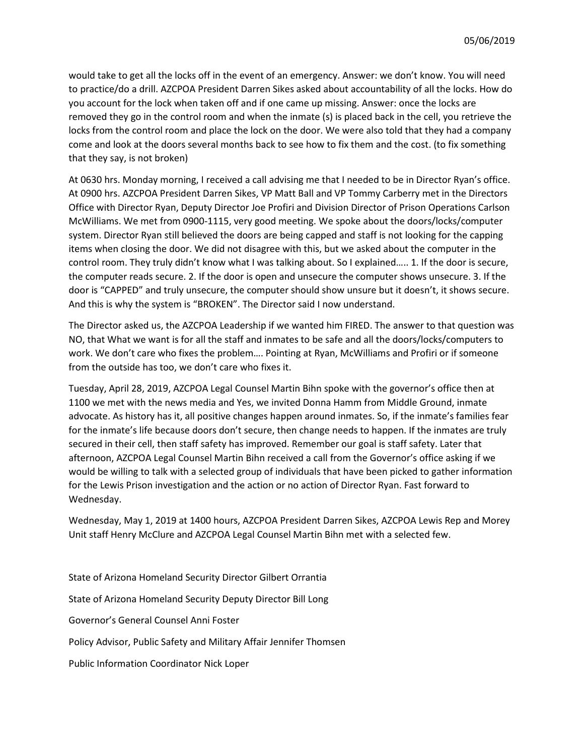05/06/2019

would take to get all the locks off in the event of an emergency. Answer: we don't know. You will need to practice/do a drill. AZCPOA President Darren Sikes asked about accountability of all the locks. How do you account for the lock when taken off and if one came up missing. Answer: once the locks are removed they go in the control room and when the inmate (s) is placed back in the cell, you retrieve the locks from the control room and place the lock on the door. We were also told that they had a company come and look at the doors several months back to see how to fix them and the cost. (to fix something that they say, is not broken)

At 0630 hrs. Monday morning, I received a call advising me that I needed to be in Director Ryan's office. At 0900 hrs. AZCPOA President Darren Sikes, VP Matt Ball and VP Tommy Carberry met in the Directors Office with Director Ryan, Deputy Director Joe Profiri and Division Director of Prison Operations Carlson McWilliams. We met from 0900-1115, very good meeting. We spoke about the doors/locks/computer system. Director Ryan still believed the doors are being capped and staff is not looking for the capping items when closing the door. We did not disagree with this, but we asked about the computer in the control room. They truly didn't know what I was talking about. So I explained….. 1. If the door is secure, the computer reads secure. 2. If the door is open and unsecure the computer shows unsecure. 3. If the door is "CAPPED" and truly unsecure, the computer should show unsure but it doesn't, it shows secure. And this is why the system is "BROKEN". The Director said I now understand.

The Director asked us, the AZCPOA Leadership if we wanted him FIRED. The answer to that question was NO, that What we want is for all the staff and inmates to be safe and all the doors/locks/computers to work. We don't care who fixes the problem…. Pointing at Ryan, McWilliams and Profiri or if someone from the outside has too, we don't care who fixes it.

Tuesday, April 28, 2019, AZCPOA Legal Counsel Martin Bihn spoke with the governor's office then at 1100 we met with the news media and Yes, we invited Donna Hamm from Middle Ground, inmate advocate. As history has it, all positive changes happen around inmates. So, if the inmate's families fear for the inmate's life because doors don't secure, then change needs to happen. If the inmates are truly secured in their cell, then staff safety has improved. Remember our goal is staff safety. Later that afternoon, AZCPOA Legal Counsel Martin Bihn received a call from the Governor's office asking if we would be willing to talk with a selected group of individuals that have been picked to gather information for the Lewis Prison investigation and the action or no action of Director Ryan. Fast forward to Wednesday.

Wednesday, May 1, 2019 at 1400 hours, AZCPOA President Darren Sikes, AZCPOA Lewis Rep and Morey Unit staff Henry McClure and AZCPOA Legal Counsel Martin Bihn met with a selected few.

State of Arizona Homeland Security Director Gilbert Orrantia

State of Arizona Homeland Security Deputy Director Bill Long

Governor's General Counsel Anni Foster

Policy Advisor, Public Safety and Military Affair Jennifer Thomsen

Public Information Coordinator Nick Loper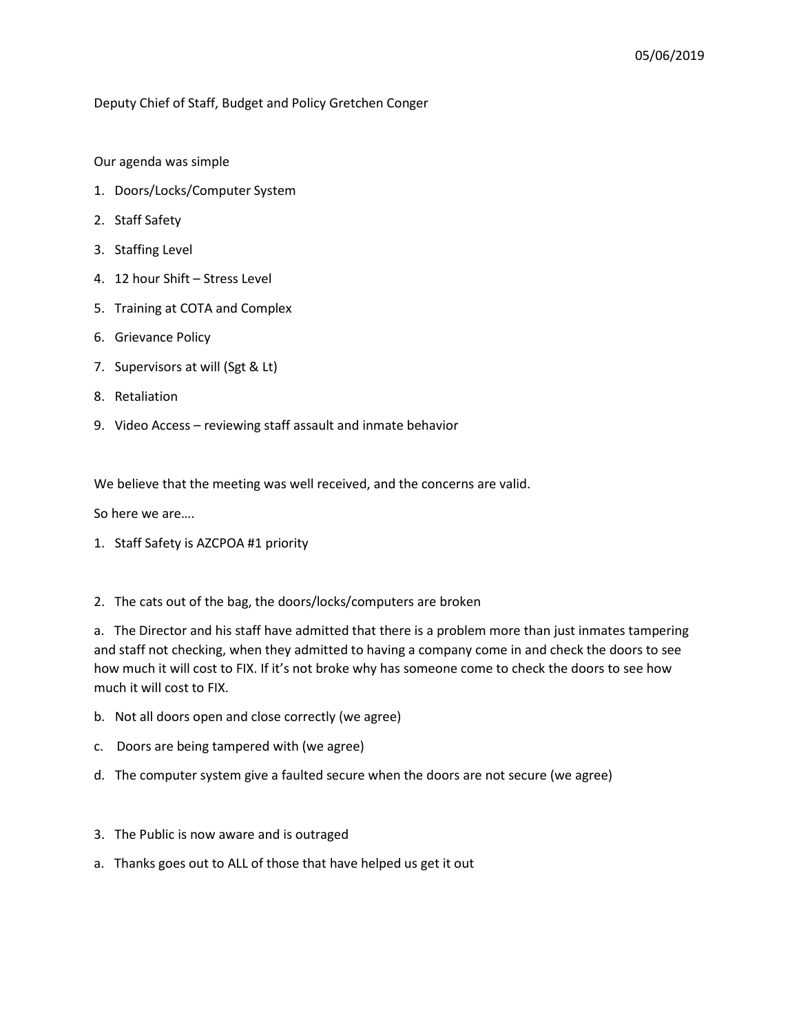05/06/2019

Deputy Chief of Staff, Budget and Policy Gretchen Conger

Our agenda was simple

1. Doors/Locks/Computer System
2. Staff Safety
3. Staffing Level
4. 12 hour Shift – Stress Level
5. Training at COTA and Complex
6. Grievance Policy
7. Supervisors at will (Sgt & Lt)
8. Retaliation
9. Video Access – reviewing staff assault and inmate behavior

We believe that the meeting was well received, and the concerns are valid.

So here we are….

1. Staff Safety is AZCPOA #1 priority

2. The cats out of the bag, the doors/locks/computers are broken

a. The Director and his staff have admitted that there is a problem more than just inmates tampering and staff not checking, when they admitted to having a company come in and check the doors to see how much it will cost to FIX. If it's not broke why has someone come to check the doors to see how much it will cost to FIX.

b. Not all doors open and close correctly (we agree)

c. Doors are being tampered with (we agree)

d. The computer system give a faulted secure when the doors are not secure (we agree)

3. The Public is now aware and is outraged

a. Thanks goes out to ALL of those that have helped us get it out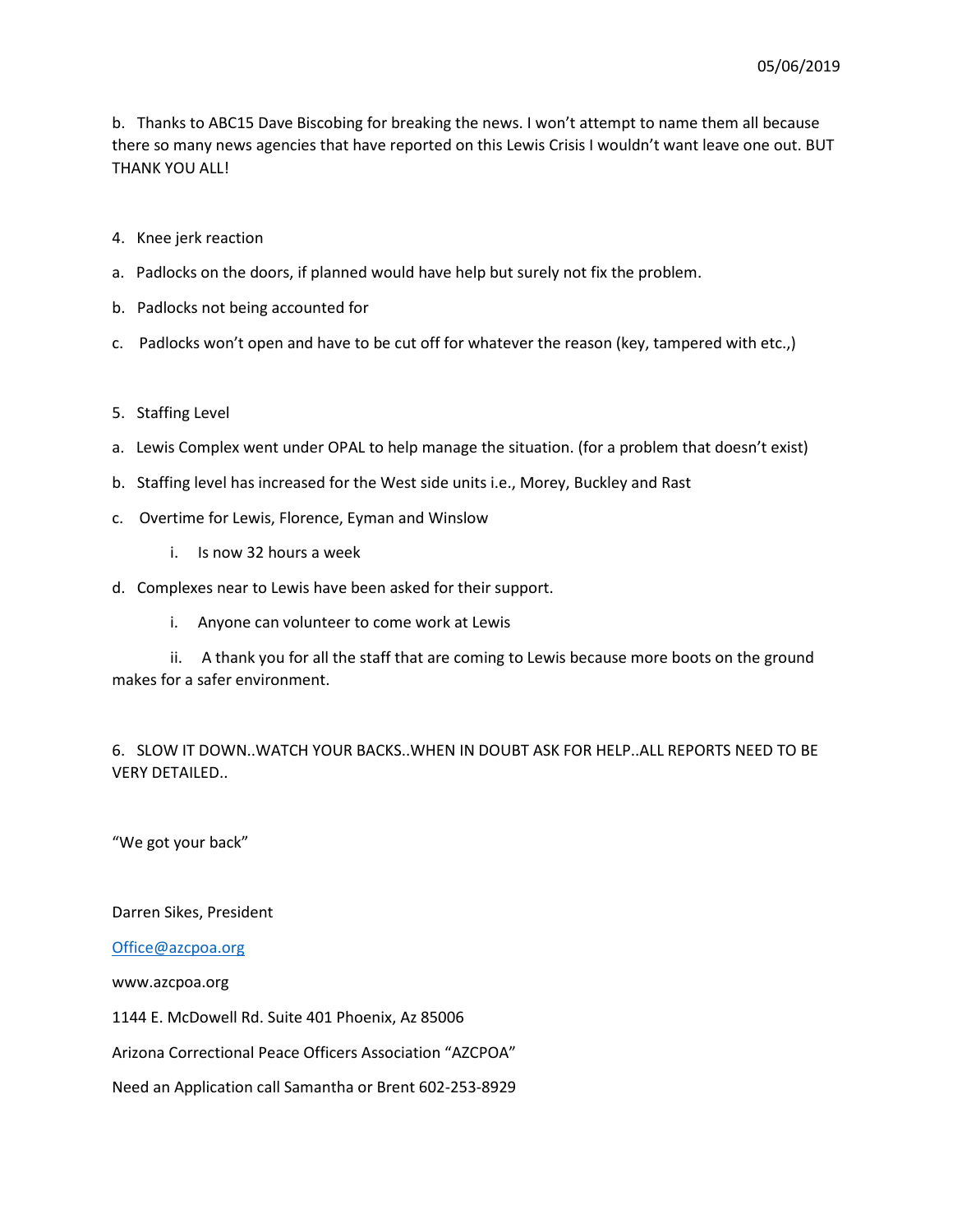05/06/2019

b. Thanks to ABC15 Dave Biscobing for breaking the news. I won't attempt to name them all because there so many news agencies that have reported on this Lewis Crisis I wouldn't want leave one out. BUT THANK YOU ALL!

4. Knee jerk reaction

a. Padlocks on the doors, if planned would have help but surely not fix the problem.

b. Padlocks not being accounted for

c. Padlocks won't open and have to be cut off for whatever the reason (key, tampered with etc.,)

5. Staffing Level

a. Lewis Complex went under OPAL to help manage the situation. (for a problem that doesn't exist)

b. Staffing level has increased for the West side units i.e., Morey, Buckley and Rast

c. Overtime for Lewis, Florence, Eyman and Winslow

    i. Is now 32 hours a week

d. Complexes near to Lewis have been asked for their support.

    i. Anyone can volunteer to come work at Lewis

    ii. A thank you for all the staff that are coming to Lewis because more boots on the ground makes for a safer environment.

6. SLOW IT DOWN..WATCH YOUR BACKS..WHEN IN DOUBT ASK FOR HELP..ALL REPORTS NEED TO BE VERY DETAILED..

"We got your back"

Darren Sikes, President

Office@azcpoa.org

www.azcpoa.org

1144 E. McDowell Rd. Suite 401 Phoenix, Az 85006

Arizona Correctional Peace Officers Association "AZCPOA"

Need an Application call Samantha or Brent 602-253-8929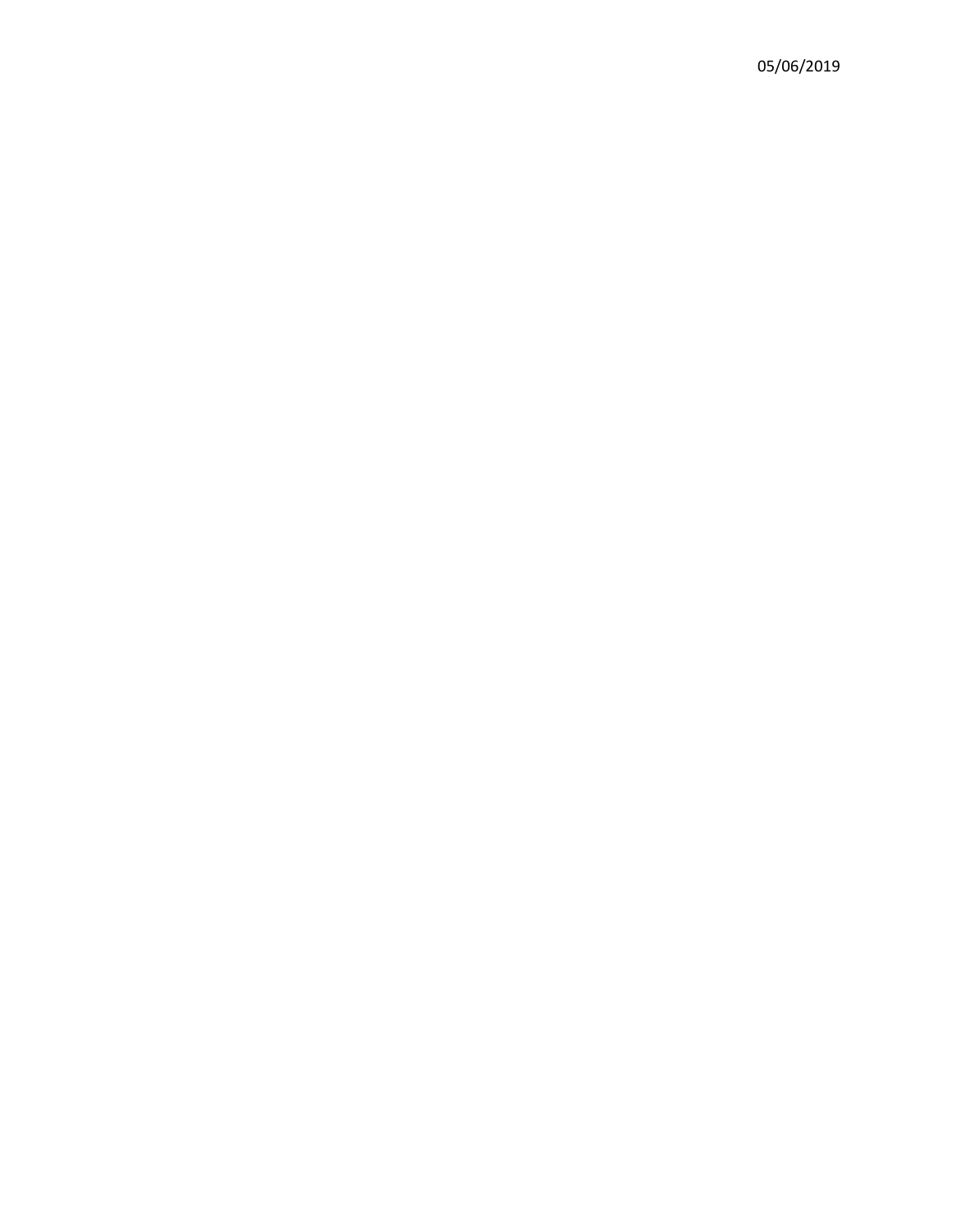05/06/2019